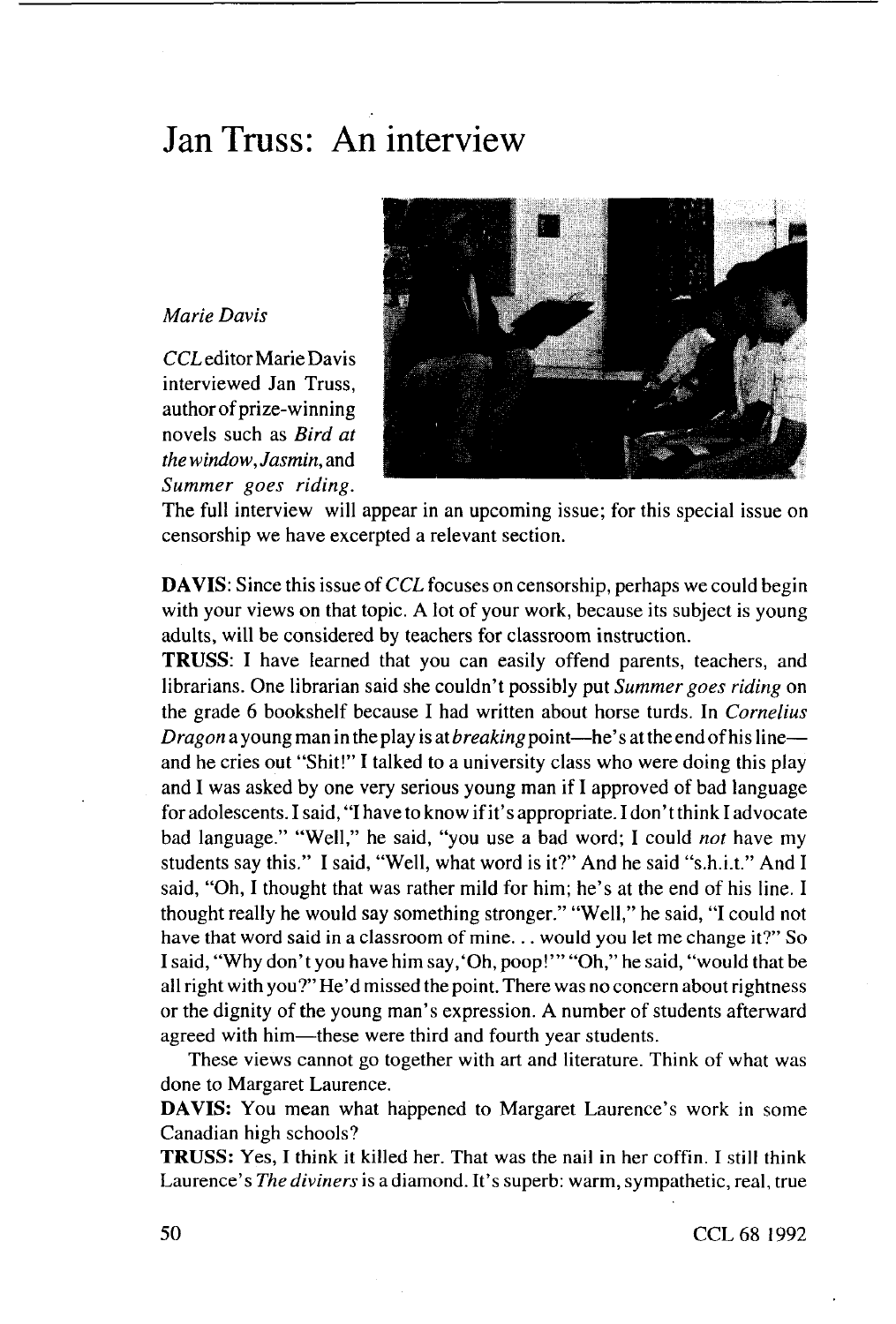# Jan Truss: An interview

*Marie Davis*

*CCL* editor Marie Davis interviewed Jan Truss, author of prize-winning novels such as *Bird at the window*, *Jasmin*, and *Summer goes riding*. The full interview will appear in an upcoming issue; for this special issue on censorship we have excerpted a relevant section.

**DAVIS**: Since this issue of *CCL* focuses on censorship, perhaps we could begin with your views on that topic. A lot of your work, because its subject is young adults, will be considered by teachers for classroom instruction.

**TRUSS**: I have learned that you can easily offend parents, teachers, and librarians. One librarian said she couldn't possibly put *Summer goes riding* on the grade 6 bookshelf because I had written about horse turds. In *Cornelius Dragon* a young man in the play is at *breaking* point—he's at the end of his line—and he cries out "Shit!" I talked to a university class who were doing this play and I was asked by one very serious young man if I approved of bad language for adolescents. I said, "I have to know if it's appropriate. I don't think I advocate bad language." "Well," he said, "you use a bad word; I could *not* have my students say this." I said, "Well, what word is it?" And he said "s.h.i.t." And I said, "Oh, I thought that was rather mild for him; he's at the end of his line. I thought really he would say something stronger." "Well," he said, "I could not have that word said in a classroom of mine... would you let me change it?" So I said, "Why don't you have him say, 'Oh, poop!'" "Oh," he said, "would that be all right with you?" He'd missed the point. There was no concern about rightness or the dignity of the young man's expression. A number of students afterward agreed with him—these were third and fourth year students.

These views cannot go together with art and literature. Think of what was done to Margaret Laurence.

**DAVIS:** You mean what happened to Margaret Laurence's work in some Canadian high schools?

**TRUSS:** Yes, I think it killed her. That was the nail in her coffin. I still think Laurence's *The diviners* is a diamond. It's superb: warm, sympathetic, real, true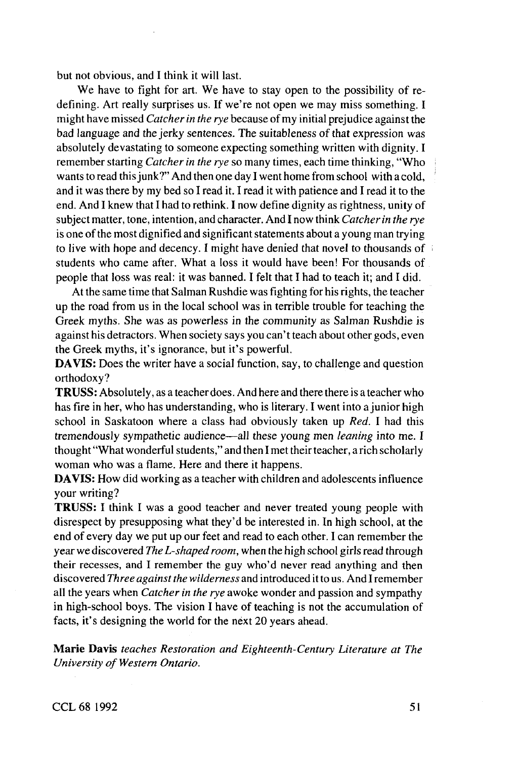but not obvious, and I think it will last.

We have to fight for art. We have to stay open to the possibility of re-defining. Art really surprises us. If we're not open we may miss something. I might have missed *Catcher in the rye* because of my initial prejudice against the bad language and the jerky sentences. The suitableness of that expression was absolutely devastating to someone expecting something written with dignity. I remember starting *Catcher in the rye* so many times, each time thinking, "Who wants to read this junk?" And then one day I went home from school with a cold, and it was there by my bed so I read it. I read it with patience and I read it to the end. And I knew that I had to rethink. I now define dignity as rightness, unity of subject matter, tone, intention, and character. And I now think *Catcher in the rye* is one of the most dignified and significant statements about a young man trying to live with hope and decency. I might have denied that novel to thousands of students who came after. What a loss it would have been! For thousands of people that loss was real: it was banned. I felt that I had to teach it; and I did.

At the same time that Salman Rushdie was fighting for his rights, the teacher up the road from us in the local school was in terrible trouble for teaching the Greek myths. She was as powerless in the community as Salman Rushdie is against his detractors. When society says you can't teach about other gods, even the Greek myths, it's ignorance, but it's powerful.

**DAVIS:** Does the writer have a social function, say, to challenge and question orthodoxy?

**TRUSS:** Absolutely, as a teacher does. And here and there there is a teacher who has fire in her, who has understanding, who is literary. I went into a junior high school in Saskatoon where a class had obviously taken up *Red*. I had this tremendously sympathetic audience—all these young men *leaning* into me. I thought "What wonderful students," and then I met their teacher, a rich scholarly woman who was a flame. Here and there it happens.

**DAVIS:** How did working as a teacher with children and adolescents influence your writing?

**TRUSS:** I think I was a good teacher and never treated young people with disrespect by presupposing what they'd be interested in. In high school, at the end of every day we put up our feet and read to each other. I can remember the year we discovered *The L-shaped room*, when the high school girls read through their recesses, and I remember the guy who'd never read anything and then discovered *Three against the wilderness* and introduced it to us. And I remember all the years when *Catcher in the rye* awoke wonder and passion and sympathy in high-school boys. The vision I have of teaching is not the accumulation of facts, it's designing the world for the next 20 years ahead.

**Marie Davis** *teaches Restoration and Eighteenth-Century Literature at The University of Western Ontario.*